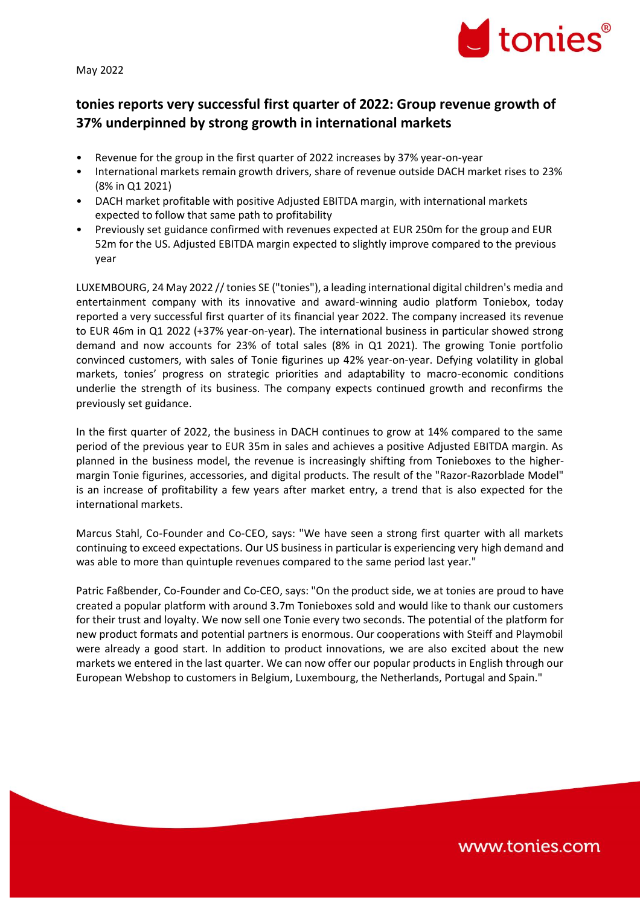May 2022

# tonies reports very successful first quarter of 2022: Group revenue growth of 37% underpinned by strong growth in international markets

- Revenue for the group in the first quarter of 2022 increases by 37% year-on-year
- International markets remain growth drivers, share of revenue outside DACH market rises to 23% (8% in Q1 2021)
- DACH market profitable with positive Adjusted EBITDA margin, with international markets expected to follow that same path to profitability
- Previously set guidance confirmed with revenues expected at EUR 250m for the group and EUR 52m for the US. Adjusted EBITDA margin expected to slightly improve compared to the previous year

LUXEMBOURG, 24 May 2022 // tonies SE ("tonies"), a leading international digital children's media and entertainment company with its innovative and award-winning audio platform Toniebox, today reported a very successful first quarter of its financial year 2022. The company increased its revenue to EUR 46m in Q1 2022 (+37% year-on-year). The international business in particular showed strong demand and now accounts for 23% of total sales (8% in Q1 2021). The growing Tonie portfolio convinced customers, with sales of Tonie figurines up 42% year-on-year. Defying volatility in global markets, tonies' progress on strategic priorities and adaptability to macro-economic conditions underlie the strength of its business. The company expects continued growth and reconfirms the previously set guidance.

In the first quarter of 2022, the business in DACH continues to grow at 14% compared to the same period of the previous year to EUR 35m in sales and achieves a positive Adjusted EBITDA margin. As planned in the business model, the revenue is increasingly shifting from Tonieboxes to the higher-margin Tonie figurines, accessories, and digital products. The result of the "Razor-Razorblade Model" is an increase of profitability a few years after market entry, a trend that is also expected for the international markets.

Marcus Stahl, Co-Founder and Co-CEO, says: "We have seen a strong first quarter with all markets continuing to exceed expectations. Our US business in particular is experiencing very high demand and was able to more than quintuple revenues compared to the same period last year."

Patric Faßbender, Co-Founder and Co-CEO, says: "On the product side, we at tonies are proud to have created a popular platform with around 3.7m Tonieboxes sold and would like to thank our customers for their trust and loyalty. We now sell one Tonie every two seconds. The potential of the platform for new product formats and potential partners is enormous. Our cooperations with Steiff and Playmobil were already a good start. In addition to product innovations, we are also excited about the new markets we entered in the last quarter. We can now offer our popular products in English through our European Webshop to customers in Belgium, Luxembourg, the Netherlands, Portugal and Spain."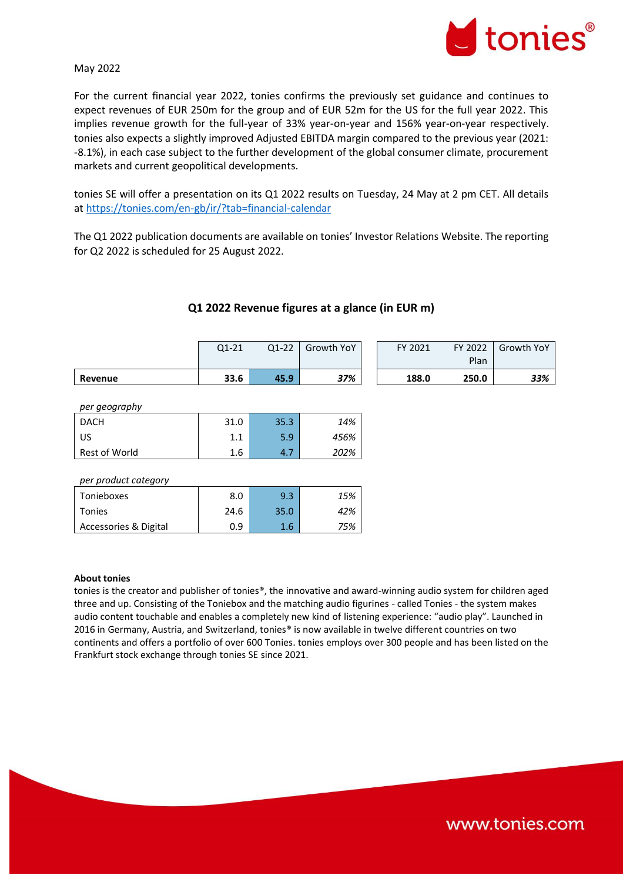May 2022

For the current financial year 2022, tonies confirms the previously set guidance and continues to expect revenues of EUR 250m for the group and of EUR 52m for the US for the full year 2022. This implies revenue growth for the full-year of 33% year-on-year and 156% year-on-year respectively. tonies also expects a slightly improved Adjusted EBITDA margin compared to the previous year (2021: -8.1%), in each case subject to the further development of the global consumer climate, procurement markets and current geopolitical developments.

tonies SE will offer a presentation on its Q1 2022 results on Tuesday, 24 May at 2 pm CET. All details at [https://tonies.com/en-gb/ir/?tab=financial-calendar](https://tonies.com/en-gb/ir/?tab=financial-calendar)

The Q1 2022 publication documents are available on tonies' Investor Relations Website. The reporting for Q2 2022 is scheduled for 25 August 2022.

## Q1 2022 Revenue figures at a glance (in EUR m)

| | Q1-21 | Q1-22 | Growth YoY |
|---|---|---|---|
| **Revenue** | **33.6** | **45.9** | ***37%*** |
| *per geography* | | | |
| DACH | 31.0 | 35.3 | *14%* |
| US | 1.1 | 5.9 | *456%* |
| Rest of World | 1.6 | 4.7 | *202%* |
| *per product category* | | | |
| Tonieboxes | 8.0 | 9.3 | *15%* |
| Tonies | 24.6 | 35.0 | *42%* |
| Accessories & Digital | 0.9 | 1.6 | *75%* |

| | FY 2021 | FY 2022 Plan | Growth YoY |
|---|---|---|---|
| **Revenue** | **188.0** | **250.0** | ***33%*** |

**About tonies**

tonies is the creator and publisher of tonies®, the innovative and award-winning audio system for children aged three and up. Consisting of the Toniebox and the matching audio figurines - called Tonies - the system makes audio content touchable and enables a completely new kind of listening experience: "audio play". Launched in 2016 in Germany, Austria, and Switzerland, tonies® is now available in twelve different countries on two continents and offers a portfolio of over 600 Tonies. tonies employs over 300 people and has been listed on the Frankfurt stock exchange through tonies SE since 2021.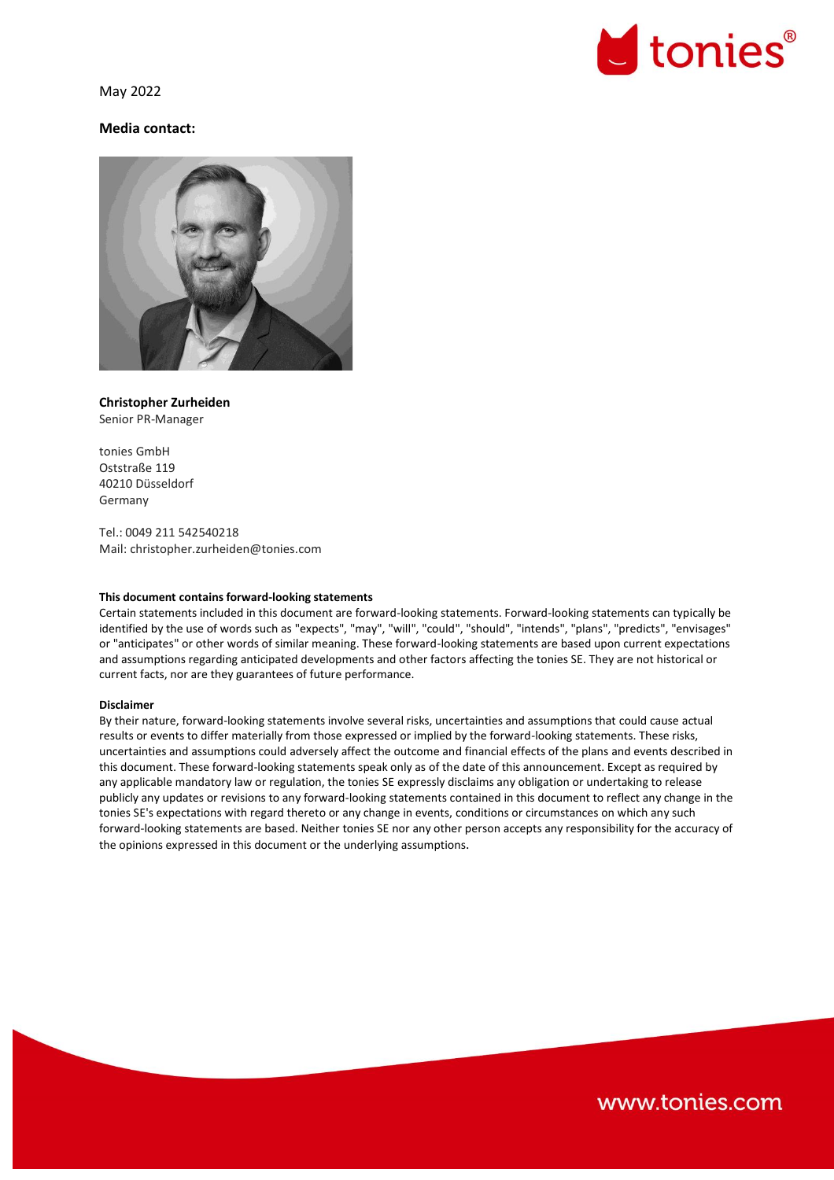May 2022

**Media contact:**

**Christopher Zurheiden**
Senior PR-Manager

tonies GmbH
Oststraße 119
40210 Düsseldorf
Germany

Tel.: 0049 211 542540218
Mail: christopher.zurheiden@tonies.com

**This document contains forward-looking statements**

Certain statements included in this document are forward-looking statements. Forward-looking statements can typically be identified by the use of words such as "expects", "may", "will", "could", "should", "intends", "plans", "predicts", "envisages" or "anticipates" or other words of similar meaning. These forward-looking statements are based upon current expectations and assumptions regarding anticipated developments and other factors affecting the tonies SE. They are not historical or current facts, nor are they guarantees of future performance.

**Disclaimer**

By their nature, forward-looking statements involve several risks, uncertainties and assumptions that could cause actual results or events to differ materially from those expressed or implied by the forward-looking statements. These risks, uncertainties and assumptions could adversely affect the outcome and financial effects of the plans and events described in this document. These forward-looking statements speak only as of the date of this announcement. Except as required by any applicable mandatory law or regulation, the tonies SE expressly disclaims any obligation or undertaking to release publicly any updates or revisions to any forward-looking statements contained in this document to reflect any change in the tonies SE's expectations with regard thereto or any change in events, conditions or circumstances on which any such forward-looking statements are based. Neither tonies SE nor any other person accepts any responsibility for the accuracy of the opinions expressed in this document or the underlying assumptions.